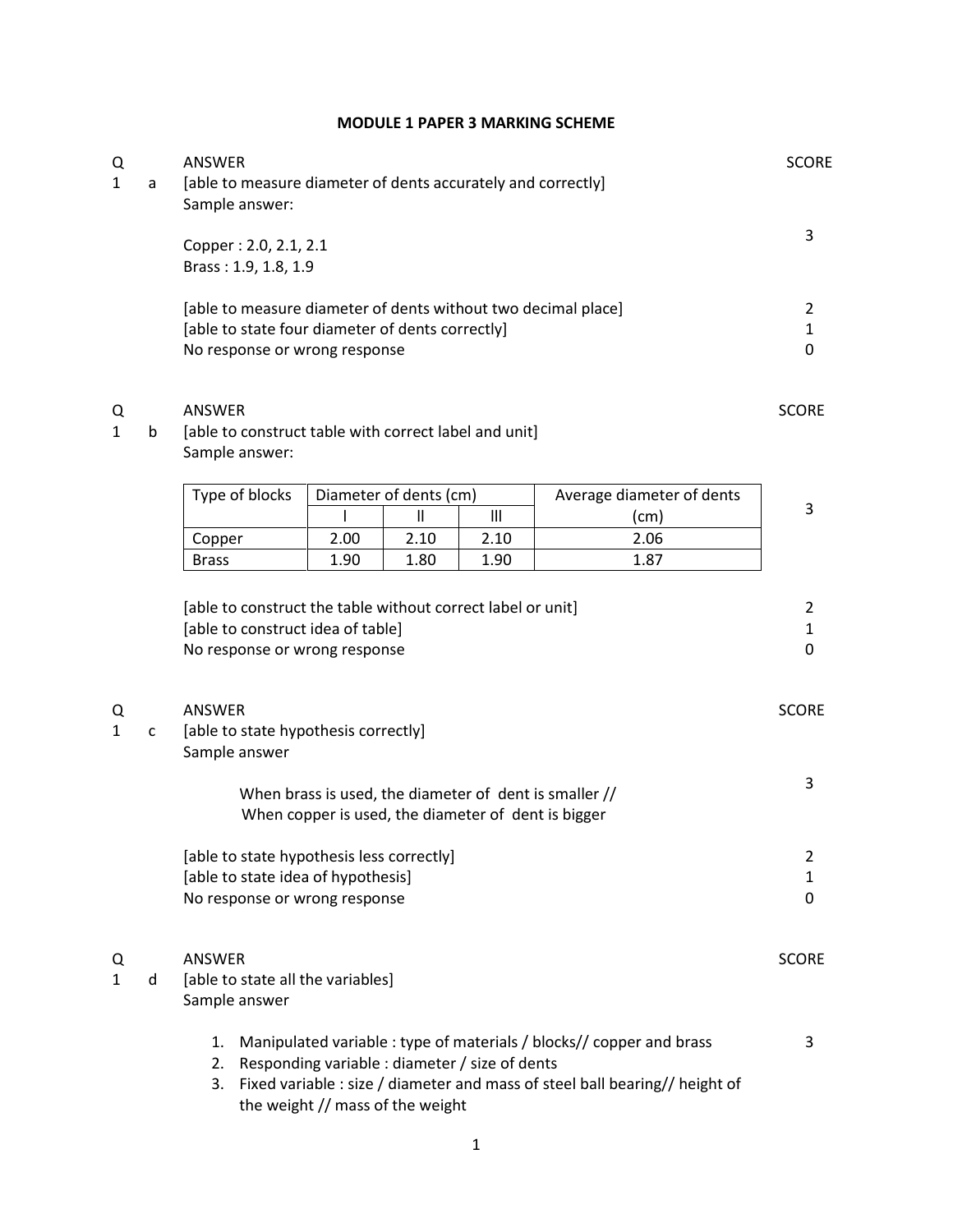# MODULE 1 PAPER 3 MARKING SCHEME

| Q | | ANSWER | SCORE |
|---|---|---|---|
| 1 | a | [able to measure diameter of dents accurately and correctly]<br>Sample answer:<br><br>Copper : 2.0, 2.1, 2.1<br>Brass : 1.9, 1.8, 1.9 | 3 |
| | | [able to measure diameter of dents without two decimal place] | 2 |
| | | [able to state four diameter of dents correctly] | 1 |
| | | No response or wrong response | 0 |

| Q | | ANSWER | SCORE |
|---|---|---|---|
| 1 | b | [able to construct table with correct label and unit]<br>Sample answer: | |

| Type of blocks | Diameter of dents (cm) | | | Average diameter of dents (cm) |
|---|---|---|---|---|
| | I | II | III | |
| Copper | 2.00 | 2.10 | 2.10 | 2.06 |
| Brass | 1.90 | 1.80 | 1.90 | 1.87 |

Score: 3

| | SCORE |
|---|---|
| [able to construct the table without correct label or unit] | 2 |
| [able to construct idea of table] | 1 |
| No response or wrong response | 0 |

| Q | | ANSWER | SCORE |
|---|---|---|---|
| 1 | c | [able to state hypothesis correctly]<br>Sample answer<br><br>When brass is used, the diameter of dent is smaller //<br>When copper is used, the diameter of dent is bigger | 3 |
| | | [able to state hypothesis less correctly] | 2 |
| | | [able to state idea of hypothesis] | 1 |
| | | No response or wrong response | 0 |

| Q | | ANSWER | SCORE |
|---|---|---|---|
| 1 | d | [able to state all the variables]<br>Sample answer | 3 |

1. Manipulated variable : type of materials / blocks// copper and brass
2. Responding variable : diameter / size of dents
3. Fixed variable : size / diameter and mass of steel ball bearing// height of the weight // mass of the weight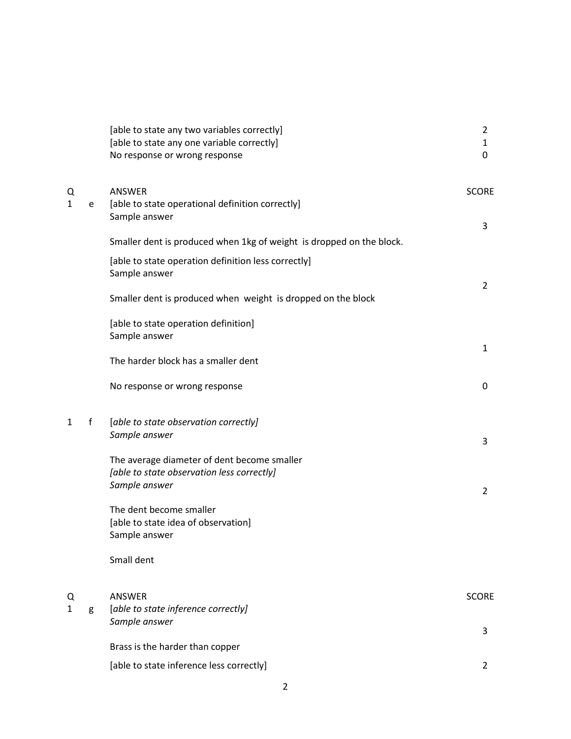| | | | |
|---|---|---|---|
| | | [able to state any two variables correctly] | 2 |
| | | [able to state any one variable correctly] | 1 |
| | | No response or wrong response | 0 |

| Q | | ANSWER | SCORE |
|---|---|---|---|
| 1 | e | [able to state operational definition correctly]<br>Sample answer<br><br>Smaller dent is produced when 1kg of weight is dropped on the block. | 3 |
| | | [able to state operation definition less correctly]<br>Sample answer<br><br>Smaller dent is produced when weight is dropped on the block | 2 |
| | | [able to state operation definition]<br>Sample answer<br><br>The harder block has a smaller dent | 1 |
| | | No response or wrong response | 0 |
| 1 | f | [*able to state observation correctly]*<br>*Sample answer*<br><br>The average diameter of dent become smaller | 3 |
| | | *[able to state observation less correctly]*<br>*Sample answer*<br><br>The dent become smaller | 2 |
| | | [able to state idea of observation]<br>Sample answer<br><br>Small dent | |

| Q | | ANSWER | SCORE |
|---|---|---|---|
| 1 | g | *[able to state inference correctly]*<br>*Sample answer*<br><br>Brass is the harder than copper | 3 |
| | | [able to state inference less correctly] | 2 |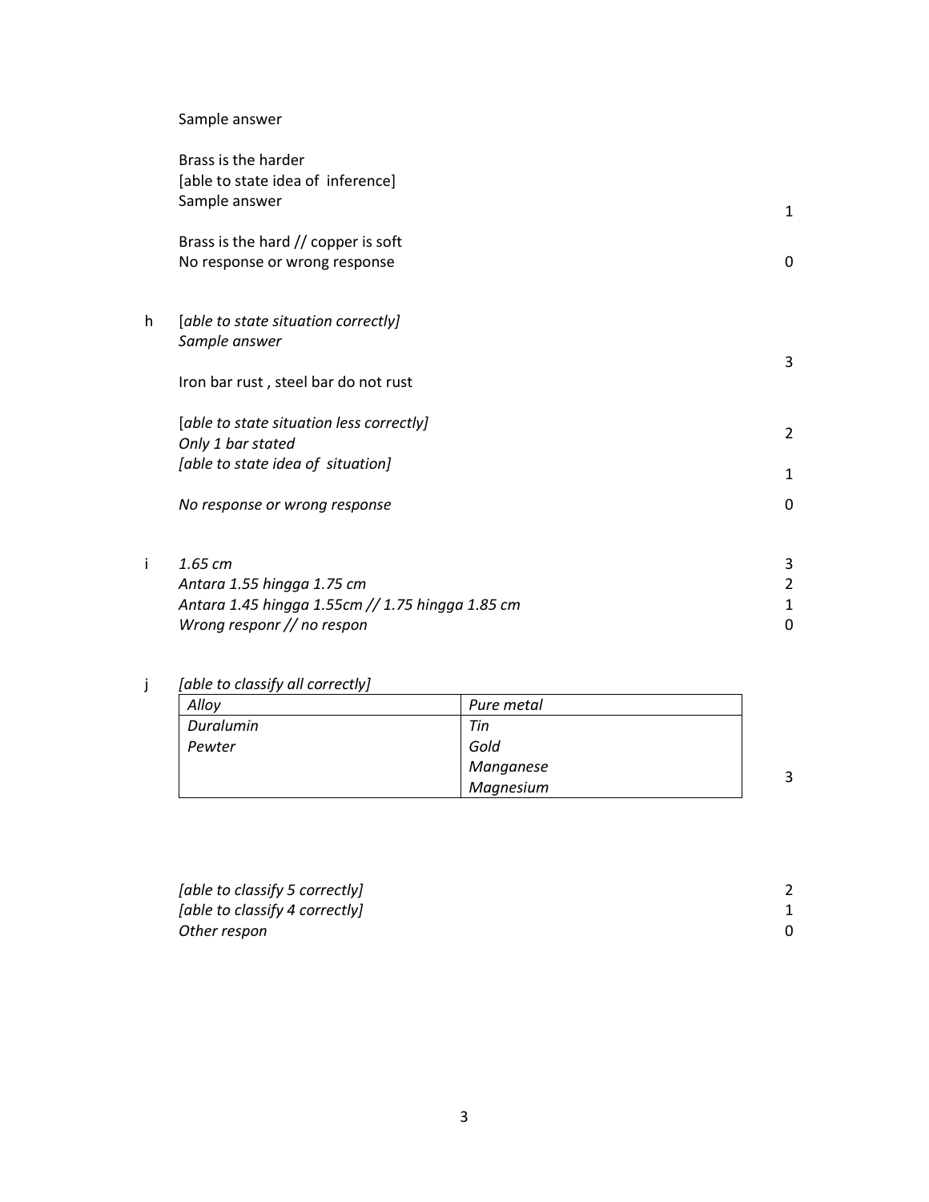Sample answer

Brass is the harder
[able to state idea of inference]
Sample answer — 1

Brass is the hard // copper is soft
No response or wrong response — 0

**h** *[able to state situation correctly]*
*Sample answer* — 3

Iron bar rust , steel bar do not rust

*[able to state situation less correctly]*
*Only 1 bar stated* — 2
*[able to state idea of situation]* — 1

*No response or wrong response* — 0

**i** *1.65 cm* — 3
*Antara 1.55 hingga 1.75 cm* — 2
*Antara 1.45 hingga 1.55cm // 1.75 hingga 1.85 cm* — 1
*Wrong responr // no respon* — 0

**j** *[able to classify all correctly]* — 3

| *Alloy* | *Pure metal* |
|---|---|
| *Duralumin*<br>*Pewter* | *Tin*<br>*Gold*<br>*Manganese*<br>*Magnesium* |

*[able to classify 5 correctly]* — 2
*[able to classify 4 correctly]* — 1
*Other respon* — 0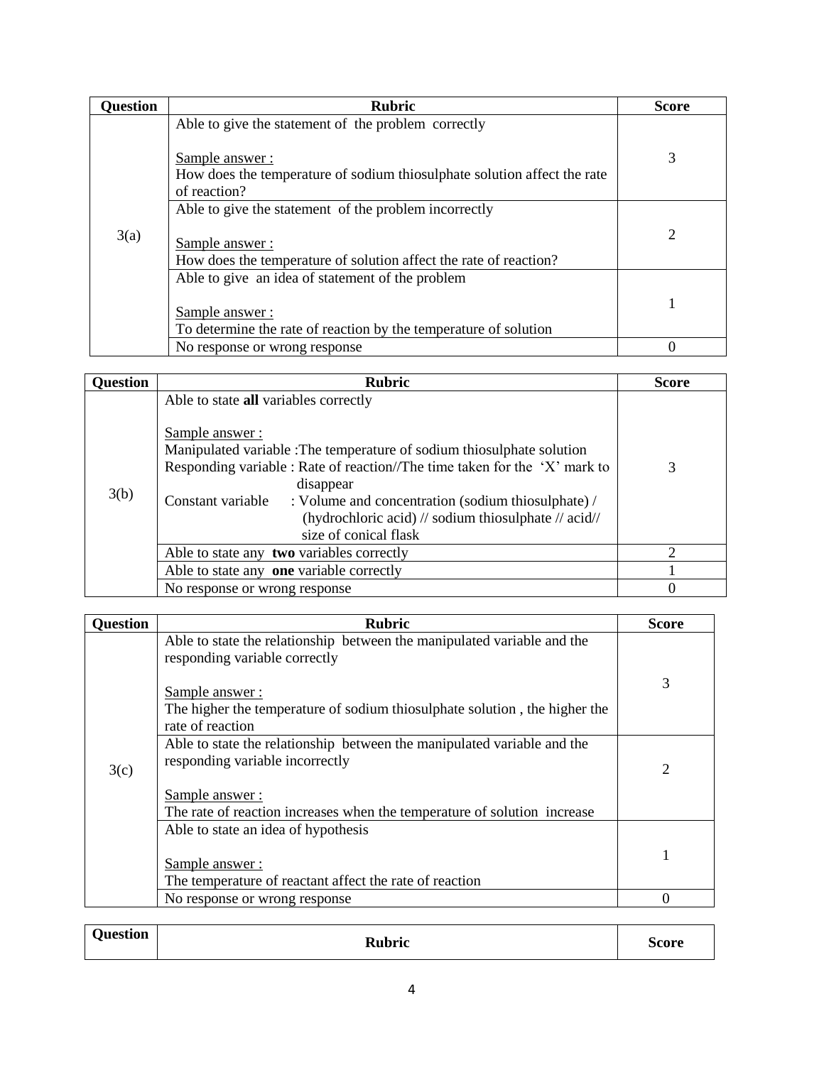| Question | Rubric | Score |
|---|---|---|
| 3(a) | Able to give the statement of the problem correctly<br><br>Sample answer :<br>How does the temperature of sodium thiosulphate solution affect the rate of reaction? | 3 |
| | Able to give the statement of the problem incorrectly<br><br>Sample answer :<br>How does the temperature of solution affect the rate of reaction? | 2 |
| | Able to give an idea of statement of the problem<br><br>Sample answer :<br>To determine the rate of reaction by the temperature of solution | 1 |
| | No response or wrong response | 0 |

| Question | Rubric | Score |
|---|---|---|
| 3(b) | Able to state **all** variables correctly<br><br>Sample answer :<br>Manipulated variable :The temperature of sodium thiosulphate solution<br>Responding variable : Rate of reaction//The time taken for the 'X' mark to disappear<br>Constant variable : Volume and concentration (sodium thiosulphate) / (hydrochloric acid) // sodium thiosulphate // acid// size of conical flask | 3 |
| | Able to state any **two** variables correctly | 2 |
| | Able to state any **one** variable correctly | 1 |
| | No response or wrong response | 0 |

| Question | Rubric | Score |
|---|---|---|
| 3(c) | Able to state the relationship between the manipulated variable and the responding variable correctly<br><br>Sample answer :<br>The higher the temperature of sodium thiosulphate solution , the higher the rate of reaction | 3 |
| | Able to state the relationship between the manipulated variable and the responding variable incorrectly<br><br>Sample answer :<br>The rate of reaction increases when the temperature of solution increase | 2 |
| | Able to state an idea of hypothesis<br><br>Sample answer :<br>The temperature of reactant affect the rate of reaction | 1 |
| | No response or wrong response | 0 |

| Question | Rubric | Score |
|---|---|---|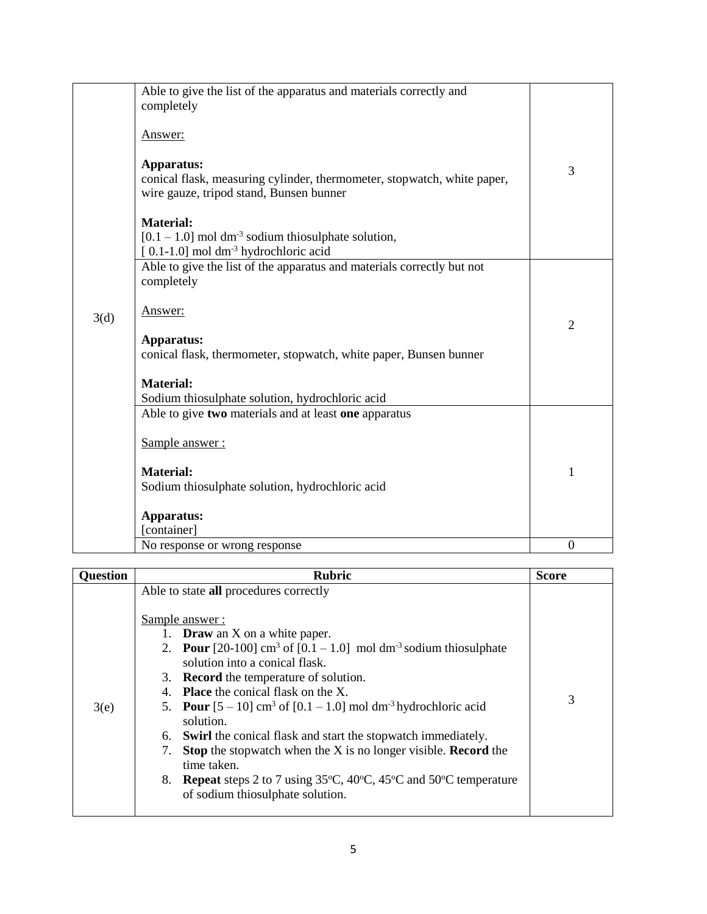| | | |
|---|---|---|
| 3(d) | Able to give the list of the apparatus and materials correctly and completely<br><br><u>Answer:</u><br><br>**Apparatus:**<br>conical flask, measuring cylinder, thermometer, stopwatch, white paper, wire gauze, tripod stand, Bunsen bunner<br><br>**Material:**<br>[0.1 – 1.0] mol $dm^{-3}$ sodium thiosulphate solution,<br>[ 0.1-1.0] mol $dm^{-3}$ hydrochloric acid | 3 |
| | Able to give the list of the apparatus and materials correctly but not completely<br><br><u>Answer:</u><br><br>**Apparatus:**<br>conical flask, thermometer, stopwatch, white paper, Bunsen bunner<br><br>**Material:**<br>Sodium thiosulphate solution, hydrochloric acid | 2 |
| | Able to give **two** materials and at least **one** apparatus<br><br><u>Sample answer :</u><br><br>**Material:**<br>Sodium thiosulphate solution, hydrochloric acid<br><br>**Apparatus:**<br>[container] | 1 |
| | No response or wrong response | 0 |

| Question | Rubric | Score |
|---|---|---|
| 3(e) | Able to state **all** procedures correctly<br><br><u>Sample answer :</u><br>1. **Draw** an X on a white paper.<br>2. **Pour** [20-100] $cm^3$ of [0.1 – 1.0] mol $dm^{-3}$ sodium thiosulphate solution into a conical flask.<br>3. **Record** the temperature of solution.<br>4. **Place** the conical flask on the X.<br>5. **Pour** [5 – 10] $cm^3$ of [0.1 – 1.0] mol $dm^{-3}$ hydrochloric acid solution.<br>6. **Swirl** the conical flask and start the stopwatch immediately.<br>7. **Stop** the stopwatch when the X is no longer visible. **Record** the time taken.<br>8. **Repeat** steps 2 to 7 using 35°C, 40°C, 45°C and 50°C temperature of sodium thiosulphate solution. | 3 |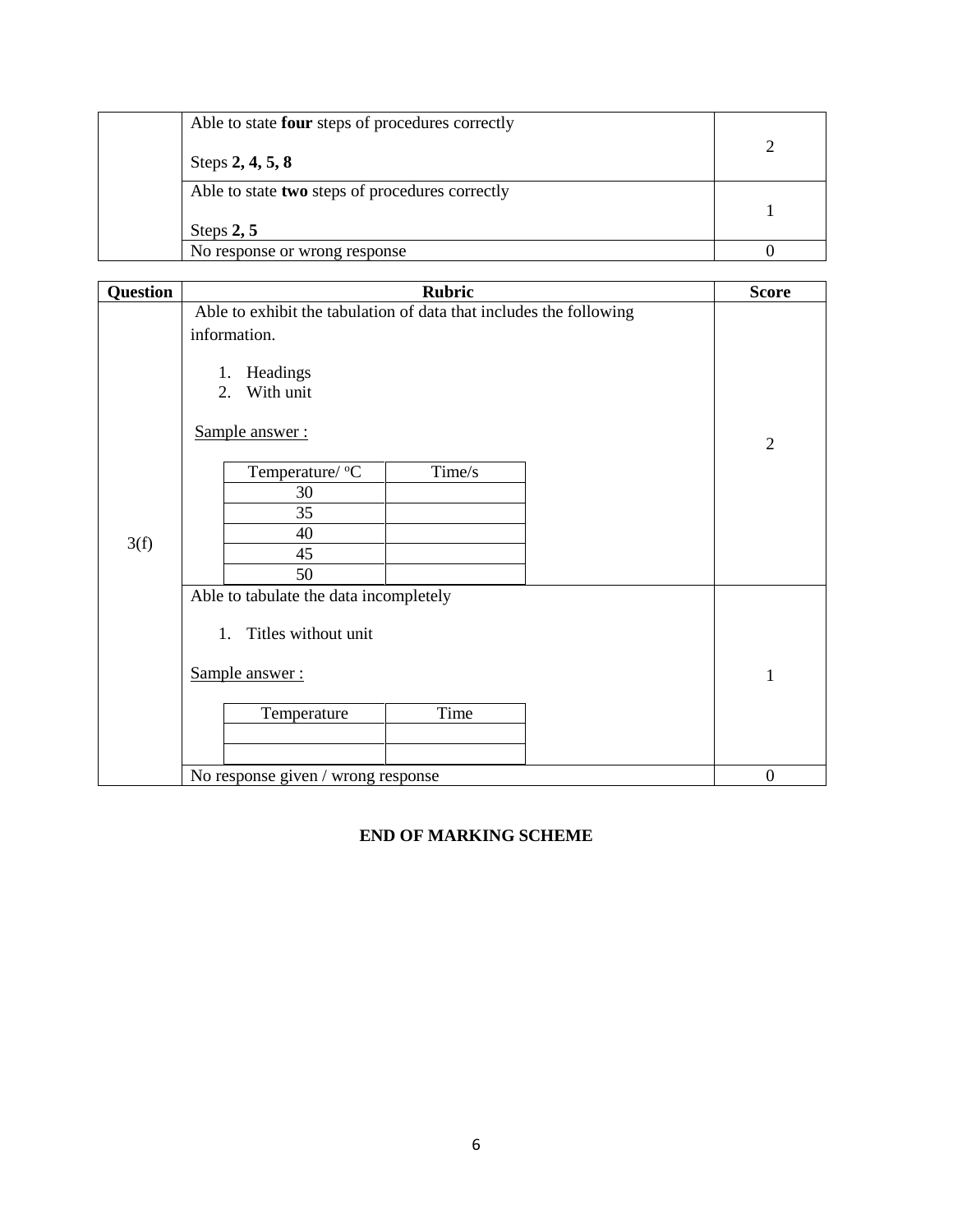| | | |
|---|---|---|
| | Able to state **four** steps of procedures correctly<br><br>Steps **2, 4, 5, 8** | 2 |
| | Able to state **two** steps of procedures correctly<br><br>Steps **2, 5** | 1 |
| | No response or wrong response | 0 |

| Question | Rubric | Score |
|---|---|---|
| 3(f) | Able to exhibit the tabulation of data that includes the following information.<br><br>1. Headings<br>2. With unit<br><br><u>Sample answer :</u><br><br>Temperature/ °C \| Time/s<br>30<br>35<br>40<br>45<br>50 | 2 |
| | Able to tabulate the data incompletely<br><br>1. Titles without unit<br><br><u>Sample answer :</u><br><br>Temperature \| Time | 1 |
| | No response given / wrong response | 0 |

Sample answer (score 2):

| Temperature/ °C | Time/s |
|---|---|
| 30 | |
| 35 | |
| 40 | |
| 45 | |
| 50 | |

Sample answer (score 1):

| Temperature | Time |
|---|---|
| | |
| | |

**END OF MARKING SCHEME**